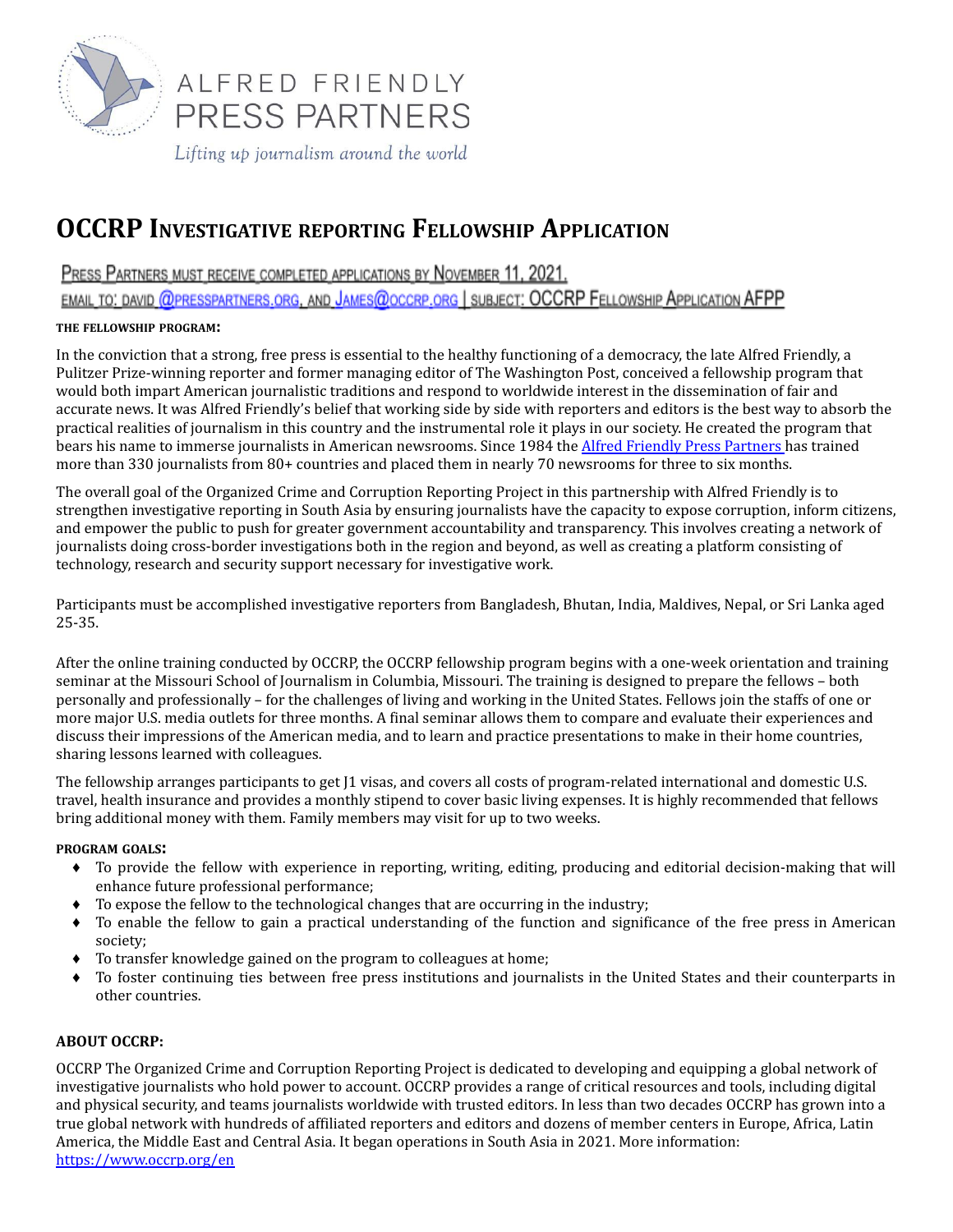ALFRED FRIENDLY
PRESS PARTNERS

*Lifting up journalism around the world*

# OCCRP Investigative reporting Fellowship Application

Press Partners must receive completed applications by November 11, 2021.
Email to: david @presspartners.org, and James@occrp.org | subject: OCCRP Fellowship Application AFPP

**THE FELLOWSHIP PROGRAM:**

In the conviction that a strong, free press is essential to the healthy functioning of a democracy, the late Alfred Friendly, a Pulitzer Prize-winning reporter and former managing editor of The Washington Post, conceived a fellowship program that would both impart American journalistic traditions and respond to worldwide interest in the dissemination of fair and accurate news. It was Alfred Friendly's belief that working side by side with reporters and editors is the best way to absorb the practical realities of journalism in this country and the instrumental role it plays in our society. He created the program that bears his name to immerse journalists in American newsrooms. Since 1984 the Alfred Friendly Press Partners has trained more than 330 journalists from 80+ countries and placed them in nearly 70 newsrooms for three to six months.

The overall goal of the Organized Crime and Corruption Reporting Project in this partnership with Alfred Friendly is to strengthen investigative reporting in South Asia by ensuring journalists have the capacity to expose corruption, inform citizens, and empower the public to push for greater government accountability and transparency. This involves creating a network of journalists doing cross-border investigations both in the region and beyond, as well as creating a platform consisting of technology, research and security support necessary for investigative work.

Participants must be accomplished investigative reporters from Bangladesh, Bhutan, India, Maldives, Nepal, or Sri Lanka aged 25-35.

After the online training conducted by OCCRP, the OCCRP fellowship program begins with a one-week orientation and training seminar at the Missouri School of Journalism in Columbia, Missouri. The training is designed to prepare the fellows – both personally and professionally – for the challenges of living and working in the United States. Fellows join the staffs of one or more major U.S. media outlets for three months. A final seminar allows them to compare and evaluate their experiences and discuss their impressions of the American media, and to learn and practice presentations to make in their home countries, sharing lessons learned with colleagues.

The fellowship arranges participants to get J1 visas, and covers all costs of program-related international and domestic U.S. travel, health insurance and provides a monthly stipend to cover basic living expenses. It is highly recommended that fellows bring additional money with them. Family members may visit for up to two weeks.

**PROGRAM GOALS:**

- To provide the fellow with experience in reporting, writing, editing, producing and editorial decision-making that will enhance future professional performance;
- To expose the fellow to the technological changes that are occurring in the industry;
- To enable the fellow to gain a practical understanding of the function and significance of the free press in American society;
- To transfer knowledge gained on the program to colleagues at home;
- To foster continuing ties between free press institutions and journalists in the United States and their counterparts in other countries.

**ABOUT OCCRP:**

OCCRP The Organized Crime and Corruption Reporting Project is dedicated to developing and equipping a global network of investigative journalists who hold power to account. OCCRP provides a range of critical resources and tools, including digital and physical security, and teams journalists worldwide with trusted editors. In less than two decades OCCRP has grown into a true global network with hundreds of affiliated reporters and editors and dozens of member centers in Europe, Africa, Latin America, the Middle East and Central Asia. It began operations in South Asia in 2021. More information: https://www.occrp.org/en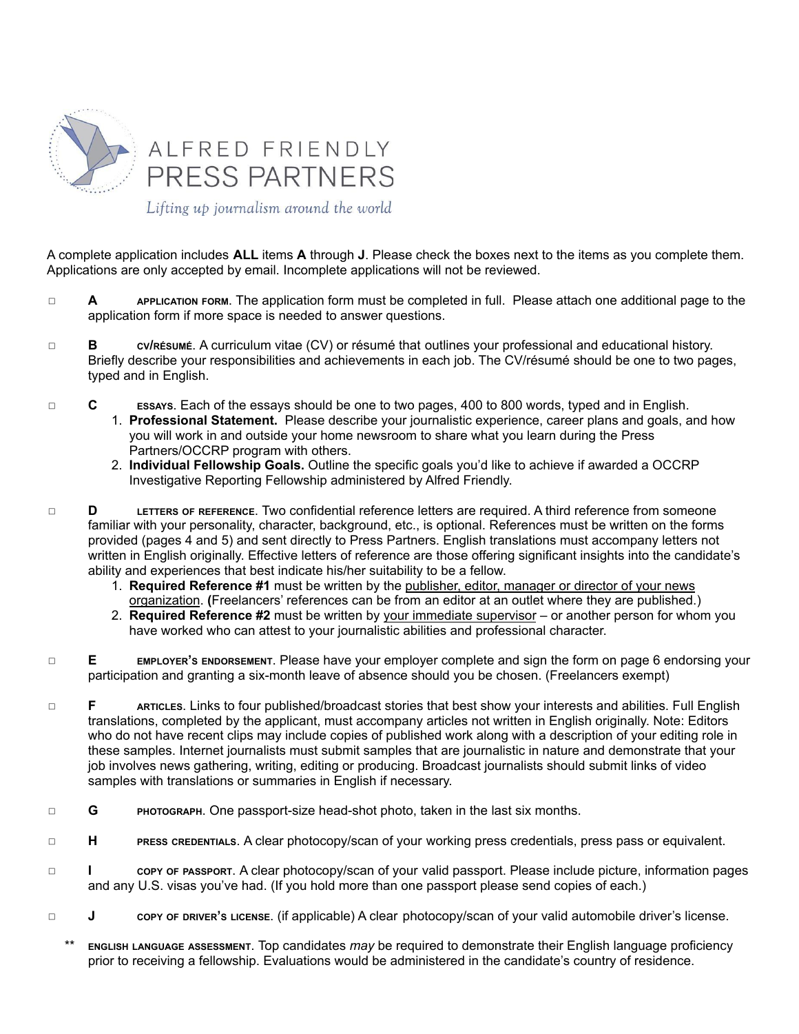ALFRED FRIENDLY
PRESS PARTNERS

*Lifting up journalism around the world*

A complete application includes **ALL** items **A** through **J**. Please check the boxes next to the items as you complete them. Applications are only accepted by email. Incomplete applications will not be reviewed.

- ☐ **A** APPLICATION FORM. The application form must be completed in full. Please attach one additional page to the application form if more space is needed to answer questions.

- ☐ **B** CV/RÉSUMÉ. A curriculum vitae (CV) or résumé that outlines your professional and educational history. Briefly describe your responsibilities and achievements in each job. The CV/résumé should be one to two pages, typed and in English.

- ☐ **C** ESSAYS. Each of the essays should be one to two pages, 400 to 800 words, typed and in English.
  1. **Professional Statement.** Please describe your journalistic experience, career plans and goals, and how you will work in and outside your home newsroom to share what you learn during the Press Partners/OCCRP program with others.
  2. **Individual Fellowship Goals.** Outline the specific goals you'd like to achieve if awarded a OCCRP Investigative Reporting Fellowship administered by Alfred Friendly.

- ☐ **D** LETTERS OF REFERENCE. Two confidential reference letters are required. A third reference from someone familiar with your personality, character, background, etc., is optional. References must be written on the forms provided (pages 4 and 5) and sent directly to Press Partners. English translations must accompany letters not written in English originally. Effective letters of reference are those offering significant insights into the candidate's ability and experiences that best indicate his/her suitability to be a fellow.
  1. **Required Reference #1** must be written by the publisher, editor, manager or director of your news organization. **(**Freelancers' references can be from an editor at an outlet where they are published.)
  2. **Required Reference #2** must be written by your immediate supervisor – or another person for whom you have worked who can attest to your journalistic abilities and professional character.

- ☐ **E** EMPLOYER'S ENDORSEMENT. Please have your employer complete and sign the form on page 6 endorsing your participation and granting a six-month leave of absence should you be chosen. (Freelancers exempt)

- ☐ **F** ARTICLES. Links to four published/broadcast stories that best show your interests and abilities. Full English translations, completed by the applicant, must accompany articles not written in English originally. Note: Editors who do not have recent clips may include copies of published work along with a description of your editing role in these samples. Internet journalists must submit samples that are journalistic in nature and demonstrate that your job involves news gathering, writing, editing or producing. Broadcast journalists should submit links of video samples with translations or summaries in English if necessary.

- ☐ **G** PHOTOGRAPH. One passport-size head-shot photo, taken in the last six months.

- ☐ **H** PRESS CREDENTIALS. A clear photocopy/scan of your working press credentials, press pass or equivalent.

- ☐ **I** COPY OF PASSPORT. A clear photocopy/scan of your valid passport. Please include picture, information pages and any U.S. visas you've had. (If you hold more than one passport please send copies of each.)

- ☐ **J** COPY OF DRIVER'S LICENSE. (if applicable) A clear photocopy/scan of your valid automobile driver's license.

** ENGLISH LANGUAGE ASSESSMENT. Top candidates *may* be required to demonstrate their English language proficiency prior to receiving a fellowship. Evaluations would be administered in the candidate's country of residence.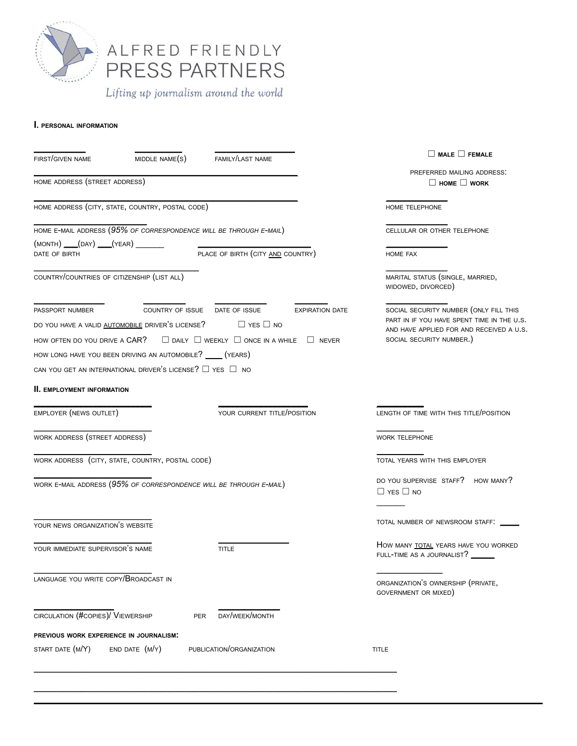# ALFRED FRIENDLY PRESS PARTNERS

*Lifting up journalism around the world*

## I. PERSONAL INFORMATION

__________ FIRST/GIVEN NAME

__________ MIDDLE NAME(S)

__________ FAMILY/LAST NAME

☐ **MALE** ☐ **FEMALE**

__________ HOME ADDRESS (STREET ADDRESS)

PREFERRED MAILING ADDRESS: ☐ **HOME** ☐ **WORK**

__________ HOME ADDRESS (CITY, STATE, COUNTRY, POSTAL CODE)

__________ HOME TELEPHONE

__________ HOME E-MAIL ADDRESS (*95% OF CORRESPONDENCE WILL BE THROUGH E-MAIL*)

__________ CELLULAR OR OTHER TELEPHONE

(MONTH) ___(DAY) ___(YEAR) _______ DATE OF BIRTH

__________ PLACE OF BIRTH (CITY AND COUNTRY)

__________ HOME FAX

__________ COUNTRY/COUNTRIES OF CITIZENSHIP (LIST ALL)

__________ MARITAL STATUS (SINGLE, MARRIED, WIDOWED, DIVORCED)

__________ PASSPORT NUMBER

__________ COUNTRY OF ISSUE

__________ DATE OF ISSUE

__________ EXPIRATION DATE

__________ SOCIAL SECURITY NUMBER (ONLY FILL THIS PART IN IF YOU HAVE SPENT TIME IN THE U.S. AND HAVE APPLIED FOR AND RECEIVED A U.S. SOCIAL SECURITY NUMBER.)

DO YOU HAVE A VALID AUTOMOBILE DRIVER'S LICENSE? ☐ YES ☐ NO

HOW OFTEN DO YOU DRIVE A CAR? ☐ DAILY ☐ WEEKLY ☐ ONCE IN A WHILE ☐ NEVER

HOW LONG HAVE YOU BEEN DRIVING AN AUTOMOBILE? ____ (YEARS)

CAN YOU GET AN INTERNATIONAL DRIVER'S LICENSE? ☐ YES ☐ NO

## II. EMPLOYMENT INFORMATION

__________ EMPLOYER (NEWS OUTLET)

__________ YOUR CURRENT TITLE/POSITION

__________ LENGTH OF TIME WITH THIS TITLE/POSITION

__________ WORK ADDRESS (STREET ADDRESS)

__________ WORK TELEPHONE

__________ WORK ADDRESS (CITY, STATE, COUNTRY, POSTAL CODE)

__________ TOTAL YEARS WITH THIS EMPLOYER

__________ WORK E-MAIL ADDRESS (*95% OF CORRESPONDENCE WILL BE THROUGH E-MAIL*)

DO YOU SUPERVISE STAFF? HOW MANY? ☐ YES ☐ NO _______

__________ YOUR NEWS ORGANIZATION'S WEBSITE

TOTAL NUMBER OF NEWSROOM STAFF: ____

__________ YOUR IMMEDIATE SUPERVISOR'S NAME

__________ TITLE

HOW MANY TOTAL YEARS HAVE YOU WORKED FULL-TIME AS A JOURNALIST? _____

__________ LANGUAGE YOU WRITE COPY/BROADCAST IN

__________ ORGANIZATION'S OWNERSHIP (PRIVATE, GOVERNMENT OR MIXED)

__________ CIRCULATION (#COPIES)/ VIEWERSHIP PER __________ DAY/WEEK/MONTH

**PREVIOUS WORK EXPERIENCE IN JOURNALISM:**

| START DATE (M/Y) | END DATE (M/Y) | PUBLICATION/ORGANIZATION | TITLE |
|---|---|---|---|
| | | | |
| | | | |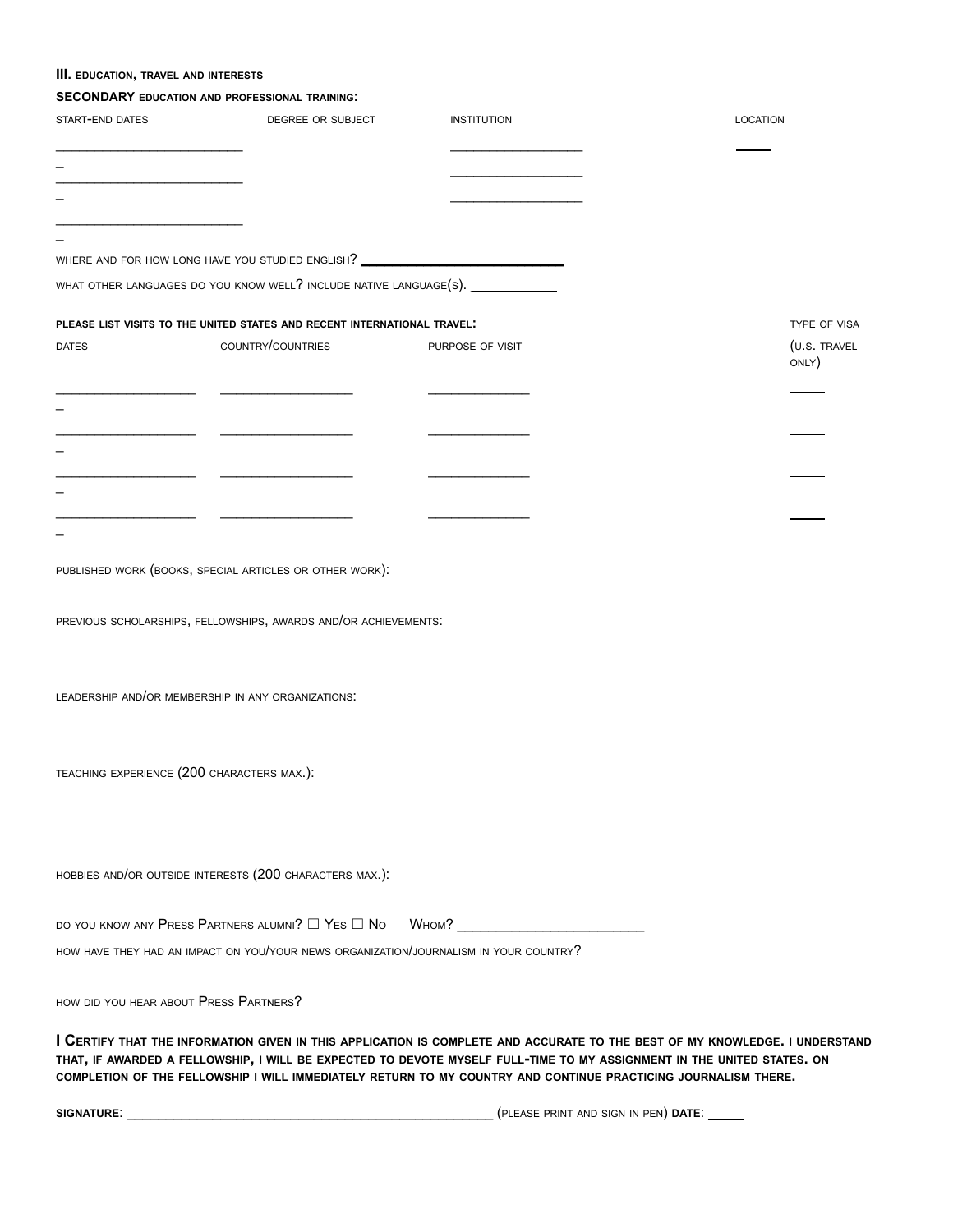### III. EDUCATION, TRAVEL AND INTERESTS

**SECONDARY EDUCATION AND PROFESSIONAL TRAINING:**

| START-END DATES | DEGREE OR SUBJECT | INSTITUTION | LOCATION |
| --- | --- | --- | --- |
| ________ – | | ________ | ____ |
| ________ – | | ________ | |
| ________ – | | ________ | |

WHERE AND FOR HOW LONG HAVE YOU STUDIED ENGLISH? ____________

WHAT OTHER LANGUAGES DO YOU KNOW WELL? INCLUDE NATIVE LANGUAGE(S). ____________

**PLEASE LIST VISITS TO THE UNITED STATES AND RECENT INTERNATIONAL TRAVEL:**

| DATES | COUNTRY/COUNTRIES | PURPOSE OF VISIT | TYPE OF VISA (U.S. TRAVEL ONLY) |
| --- | --- | --- | --- |
| ________ – | ________ | ________ | ____ |
| ________ – | ________ | ________ | ____ |
| ________ – | ________ | ________ | ____ |
| ________ – | ________ | ________ | ____ |

PUBLISHED WORK (BOOKS, SPECIAL ARTICLES OR OTHER WORK):

PREVIOUS SCHOLARSHIPS, FELLOWSHIPS, AWARDS AND/OR ACHIEVEMENTS:

LEADERSHIP AND/OR MEMBERSHIP IN ANY ORGANIZATIONS:

TEACHING EXPERIENCE (200 CHARACTERS MAX.):

HOBBIES AND/OR OUTSIDE INTERESTS (200 CHARACTERS MAX.):

DO YOU KNOW ANY PRESS PARTNERS ALUMNI? ☐ YES ☐ NO WHOM? ____________

HOW HAVE THEY HAD AN IMPACT ON YOU/YOUR NEWS ORGANIZATION/JOURNALISM IN YOUR COUNTRY?

HOW DID YOU HEAR ABOUT PRESS PARTNERS?

**I CERTIFY THAT THE INFORMATION GIVEN IN THIS APPLICATION IS COMPLETE AND ACCURATE TO THE BEST OF MY KNOWLEDGE. I UNDERSTAND THAT, IF AWARDED A FELLOWSHIP, I WILL BE EXPECTED TO DEVOTE MYSELF FULL-TIME TO MY ASSIGNMENT IN THE UNITED STATES. ON COMPLETION OF THE FELLOWSHIP I WILL IMMEDIATELY RETURN TO MY COUNTRY AND CONTINUE PRACTICING JOURNALISM THERE.**

**SIGNATURE**: ________________________ (PLEASE PRINT AND SIGN IN PEN) **DATE**: ____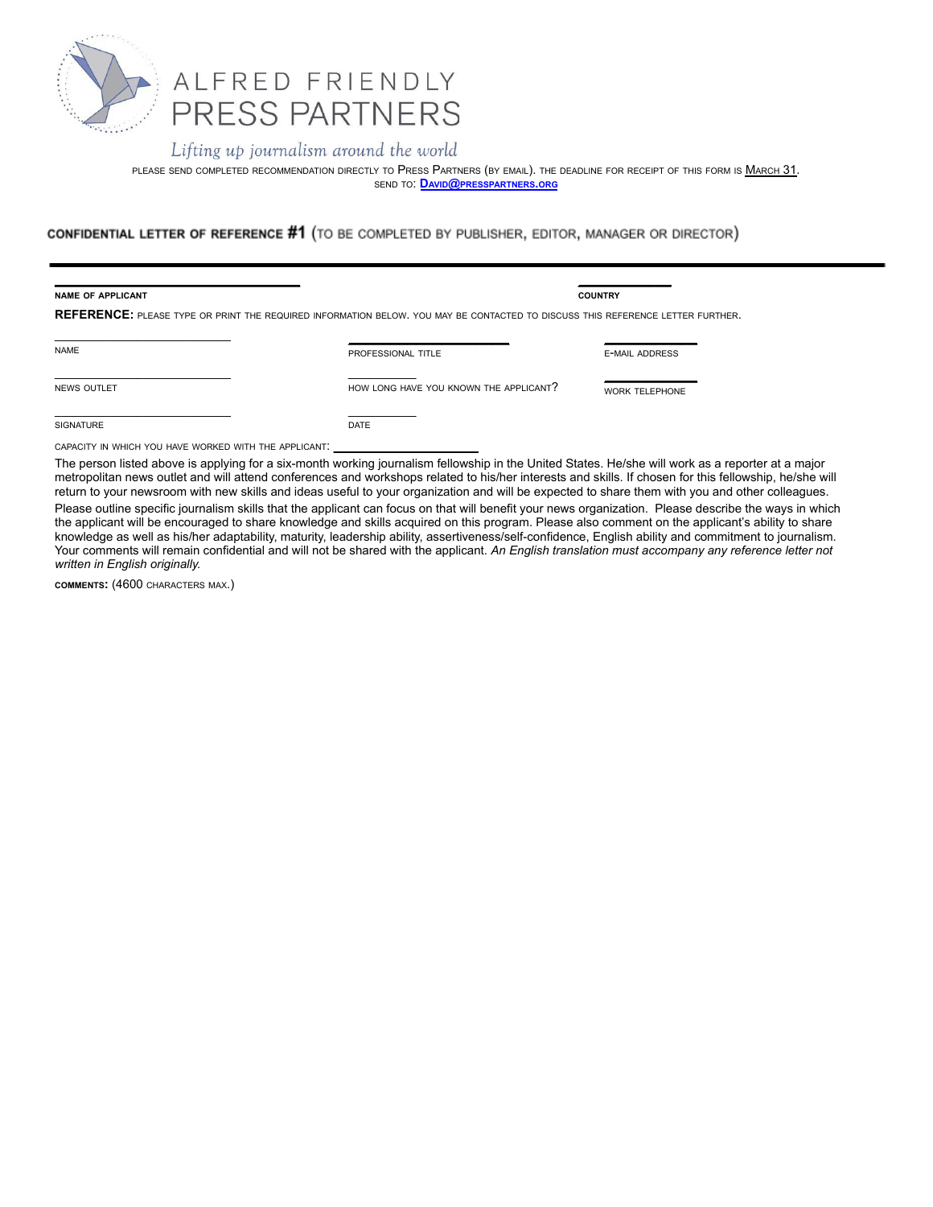# ALFRED FRIENDLY PRESS PARTNERS

*Lifting up journalism around the world*

PLEASE SEND COMPLETED RECOMMENDATION DIRECTLY TO PRESS PARTNERS (BY EMAIL). THE DEADLINE FOR RECEIPT OF THIS FORM IS MARCH 31.
SEND TO: **DAVID@PRESSPARTNERS.ORG**

## CONFIDENTIAL LETTER OF REFERENCE #1 (TO BE COMPLETED BY PUBLISHER, EDITOR, MANAGER OR DIRECTOR)

---

**NAME OF APPLICANT** ______________________ **COUNTRY** ______________

**REFERENCE:** PLEASE TYPE OR PRINT THE REQUIRED INFORMATION BELOW. YOU MAY BE CONTACTED TO DISCUSS THIS REFERENCE LETTER FURTHER.

| | | |
|---|---|---|
| NAME | PROFESSIONAL TITLE | E-MAIL ADDRESS |
| NEWS OUTLET | HOW LONG HAVE YOU KNOWN THE APPLICANT? | WORK TELEPHONE |
| SIGNATURE | DATE | |

CAPACITY IN WHICH YOU HAVE WORKED WITH THE APPLICANT: ______________________

The person listed above is applying for a six-month working journalism fellowship in the United States. He/she will work as a reporter at a major metropolitan news outlet and will attend conferences and workshops related to his/her interests and skills. If chosen for this fellowship, he/she will return to your newsroom with new skills and ideas useful to your organization and will be expected to share them with you and other colleagues.

Please outline specific journalism skills that the applicant can focus on that will benefit your news organization. Please describe the ways in which the applicant will be encouraged to share knowledge and skills acquired on this program. Please also comment on the applicant's ability to share knowledge as well as his/her adaptability, maturity, leadership ability, assertiveness/self-confidence, English ability and commitment to journalism. Your comments will remain confidential and will not be shared with the applicant. *An English translation must accompany any reference letter not written in English originally.*

**COMMENTS:** (4600 CHARACTERS MAX.)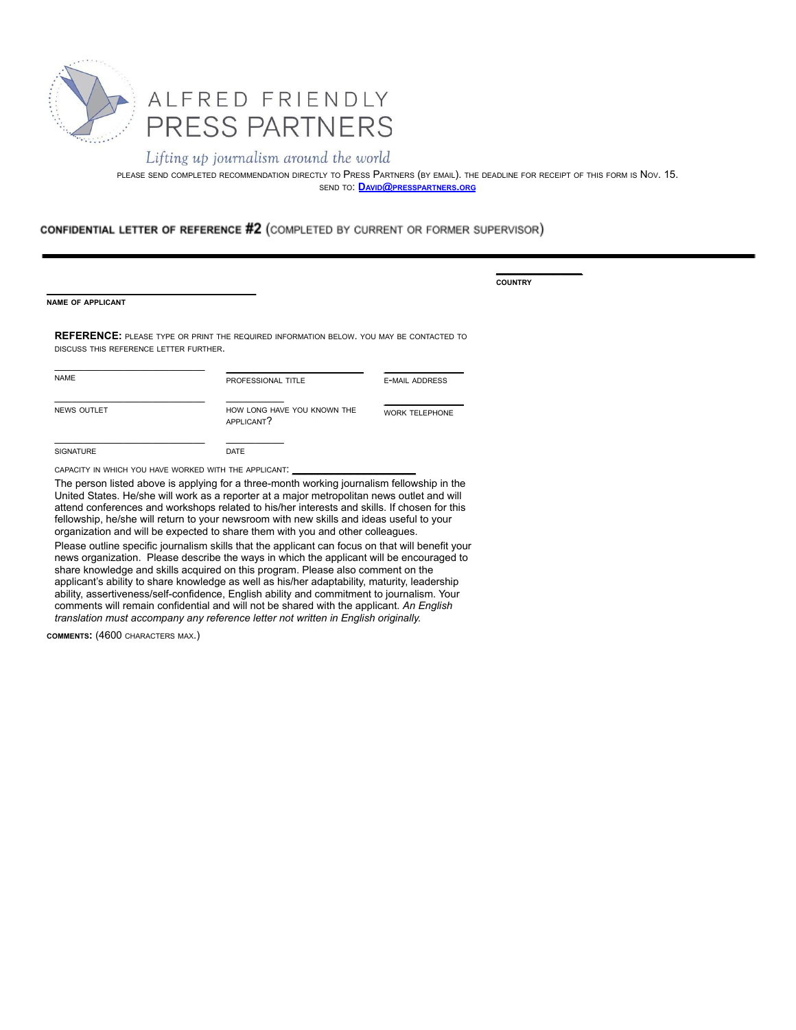# ALFRED FRIENDLY PRESS PARTNERS

*Lifting up journalism around the world*

PLEASE SEND COMPLETED RECOMMENDATION DIRECTLY TO PRESS PARTNERS (BY EMAIL). THE DEADLINE FOR RECEIPT OF THIS FORM IS NOV. 15.
SEND TO: **DAVID@PRESSPARTNERS.ORG**

## CONFIDENTIAL LETTER OF REFERENCE #2 (COMPLETED BY CURRENT OR FORMER SUPERVISOR)

---

**NAME OF APPLICANT** \_\_\_\_\_\_\_\_\_\_\_\_\_\_\_\_\_\_\_\_\_\_\_\_\_\_\_\_\_\_\_\_

**COUNTRY** \_\_\_\_\_\_\_\_\_\_\_\_\_\_\_\_

**REFERENCE:** PLEASE TYPE OR PRINT THE REQUIRED INFORMATION BELOW. YOU MAY BE CONTACTED TO DISCUSS THIS REFERENCE LETTER FURTHER.

| | | |
|---|---|---|
| NAME | PROFESSIONAL TITLE | E-MAIL ADDRESS |
| NEWS OUTLET | HOW LONG HAVE YOU KNOWN THE APPLICANT? | WORK TELEPHONE |
| SIGNATURE | DATE | |

CAPACITY IN WHICH YOU HAVE WORKED WITH THE APPLICANT: \_\_\_\_\_\_\_\_\_\_\_\_\_\_\_\_\_\_\_\_\_\_\_\_

The person listed above is applying for a three-month working journalism fellowship in the United States. He/she will work as a reporter at a major metropolitan news outlet and will attend conferences and workshops related to his/her interests and skills. If chosen for this fellowship, he/she will return to your newsroom with new skills and ideas useful to your organization and will be expected to share them with you and other colleagues.

Please outline specific journalism skills that the applicant can focus on that will benefit your news organization. Please describe the ways in which the applicant will be encouraged to share knowledge and skills acquired on this program. Please also comment on the applicant's ability to share knowledge as well as his/her adaptability, maturity, leadership ability, assertiveness/self-confidence, English ability and commitment to journalism. Your comments will remain confidential and will not be shared with the applicant. *An English translation must accompany any reference letter not written in English originally.*

**COMMENTS:** (4600 CHARACTERS MAX.)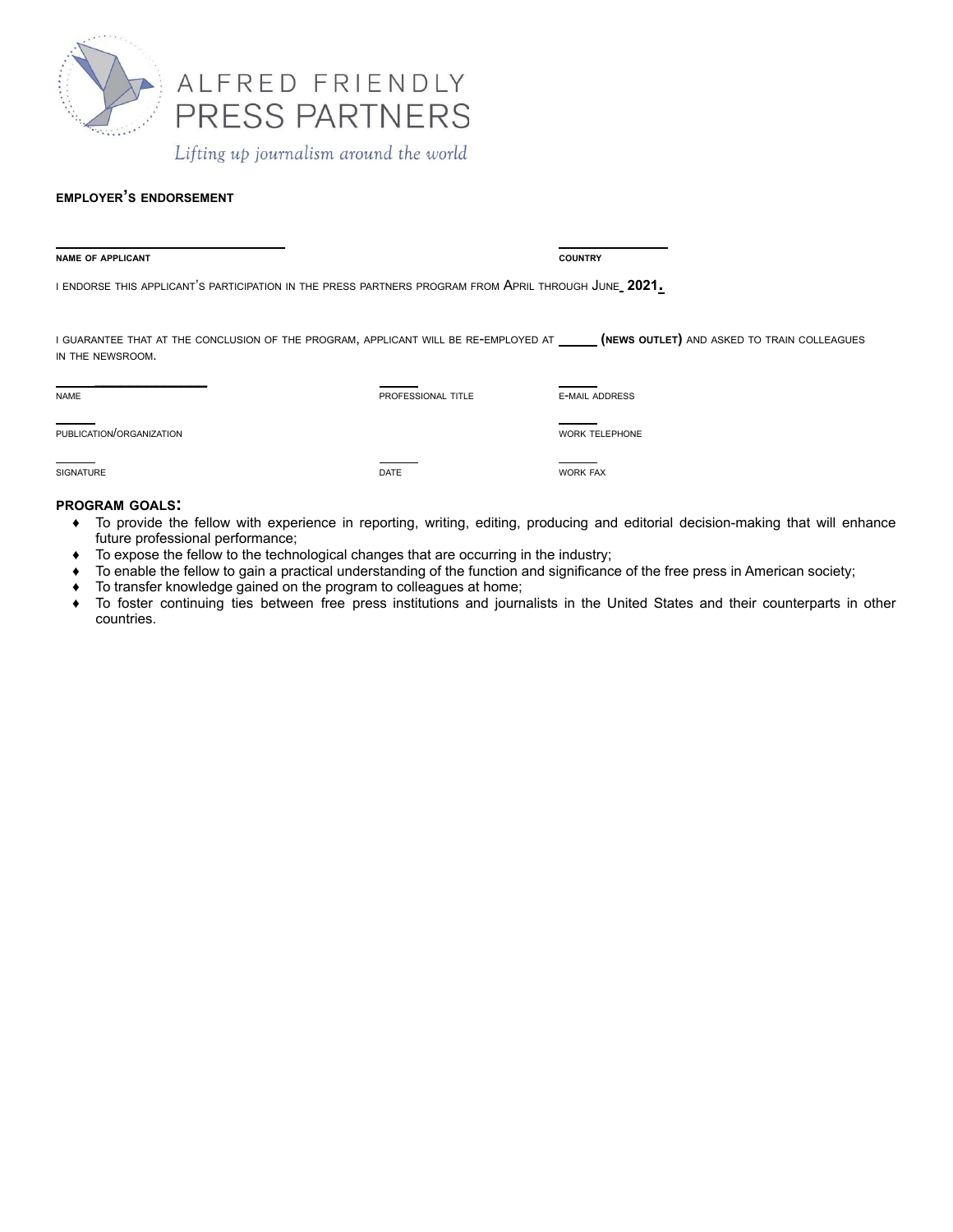ALFRED FRIENDLY
PRESS PARTNERS

*Lifting up journalism around the world*

**EMPLOYER'S ENDORSEMENT**

| | |
|---|---|
| ______________________ | ______________ |
| **NAME OF APPLICANT** | **COUNTRY** |

I ENDORSE THIS APPLICANT'S PARTICIPATION IN THE PRESS PARTNERS PROGRAM FROM APRIL THROUGH JUNE **2021.**

I GUARANTEE THAT AT THE CONCLUSION OF THE PROGRAM, APPLICANT WILL BE RE-EMPLOYED AT ______ **(NEWS OUTLET)** AND ASKED TO TRAIN COLLEAGUES IN THE NEWSROOM.

| | | |
|---|---|---|
| ______ | ______ | ______ |
| NAME | PROFESSIONAL TITLE | E-MAIL ADDRESS |
| ______ | | ______ |
| PUBLICATION/ORGANIZATION | | WORK TELEPHONE |
| ______ | ______ | ______ |
| SIGNATURE | DATE | WORK FAX |

**PROGRAM GOALS:**

- To provide the fellow with experience in reporting, writing, editing, producing and editorial decision-making that will enhance future professional performance;
- To expose the fellow to the technological changes that are occurring in the industry;
- To enable the fellow to gain a practical understanding of the function and significance of the free press in American society;
- To transfer knowledge gained on the program to colleagues at home;
- To foster continuing ties between free press institutions and journalists in the United States and their counterparts in other countries.